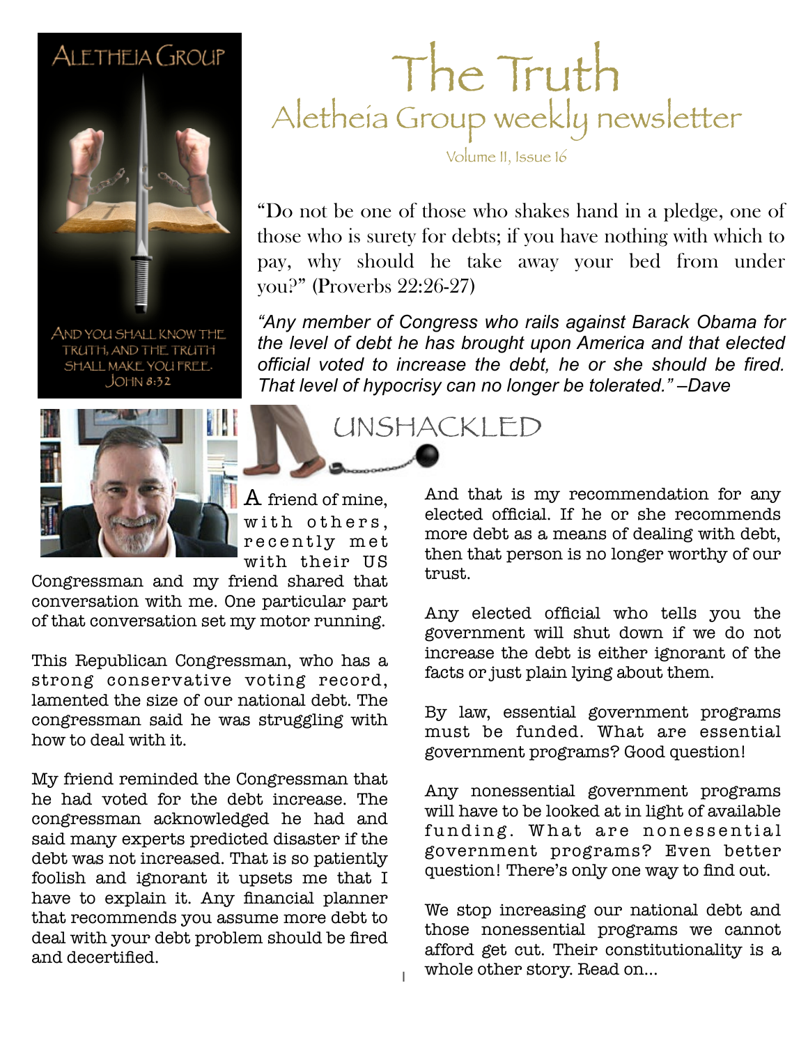ALETHEIA GROUP

AND YOU SHALL KNOW THE TRUTH, AND THE TRUTH SHALL MAKE YOU FREE. JOHN 8:32

# The Truth

## Aletheia Group weekly newsletter

Volume II, Issue 16

"Do not be one of those who shakes hand in a pledge, one of those who is surety for debts; if you have nothing with which to pay, why should he take away your bed from under you?" (Proverbs 22:26-27)

*"Any member of Congress who rails against Barack Obama for the level of debt he has brought upon America and that elected official voted to increase the debt, he or she should be fired. That level of hypocrisy can no longer be tolerated." –Dave*

## UNSHACKLED

A friend of mine, with others, recently met with their US Congressman and my friend shared that conversation with me. One particular part of that conversation set my motor running.

This Republican Congressman, who has a strong conservative voting record, lamented the size of our national debt. The congressman said he was struggling with how to deal with it.

My friend reminded the Congressman that he had voted for the debt increase. The congressman acknowledged he had and said many experts predicted disaster if the debt was not increased. That is so patiently foolish and ignorant it upsets me that I have to explain it. Any financial planner that recommends you assume more debt to deal with your debt problem should be fired and decertified.

And that is my recommendation for any elected official. If he or she recommends more debt as a means of dealing with debt, then that person is no longer worthy of our trust.

Any elected official who tells you the government will shut down if we do not increase the debt is either ignorant of the facts or just plain lying about them.

By law, essential government programs must be funded. What are essential government programs? Good question!

Any nonessential government programs will have to be looked at in light of available funding. What are nonessential government programs? Even better question! There's only one way to find out.

We stop increasing our national debt and those nonessential programs we cannot afford get cut. Their constitutionality is a whole other story. Read on...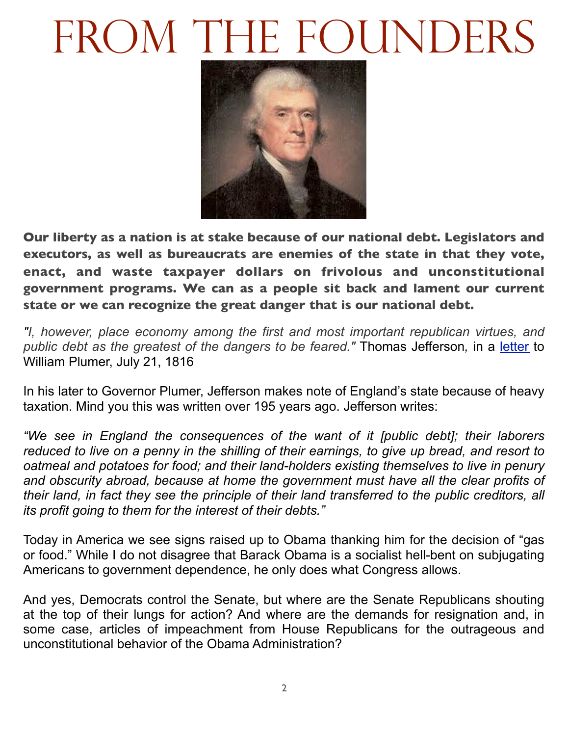# From the Founders

**Our liberty as a nation is at stake because of our national debt. Legislators and executors, as well as bureaucrats are enemies of the state in that they vote, enact, and waste taxpayer dollars on frivolous and unconstitutional government programs. We can as a people sit back and lament our current state or we can recognize the great danger that is our national debt.**

*"I, however, place economy among the first and most important republican virtues, and public debt as the greatest of the dangers to be feared."* Thomas Jefferson, in a letter to William Plumer, July 21, 1816

In his later to Governor Plumer, Jefferson makes note of England's state because of heavy taxation. Mind you this was written over 195 years ago. Jefferson writes:

*"We see in England the consequences of the want of it [public debt]; their laborers reduced to live on a penny in the shilling of their earnings, to give up bread, and resort to oatmeal and potatoes for food; and their land-holders existing themselves to live in penury and obscurity abroad, because at home the government must have all the clear profits of their land, in fact they see the principle of their land transferred to the public creditors, all its profit going to them for the interest of their debts."*

Today in America we see signs raised up to Obama thanking him for the decision of "gas or food." While I do not disagree that Barack Obama is a socialist hell-bent on subjugating Americans to government dependence, he only does what Congress allows.

And yes, Democrats control the Senate, but where are the Senate Republicans shouting at the top of their lungs for action? And where are the demands for resignation and, in some case, articles of impeachment from House Republicans for the outrageous and unconstitutional behavior of the Obama Administration?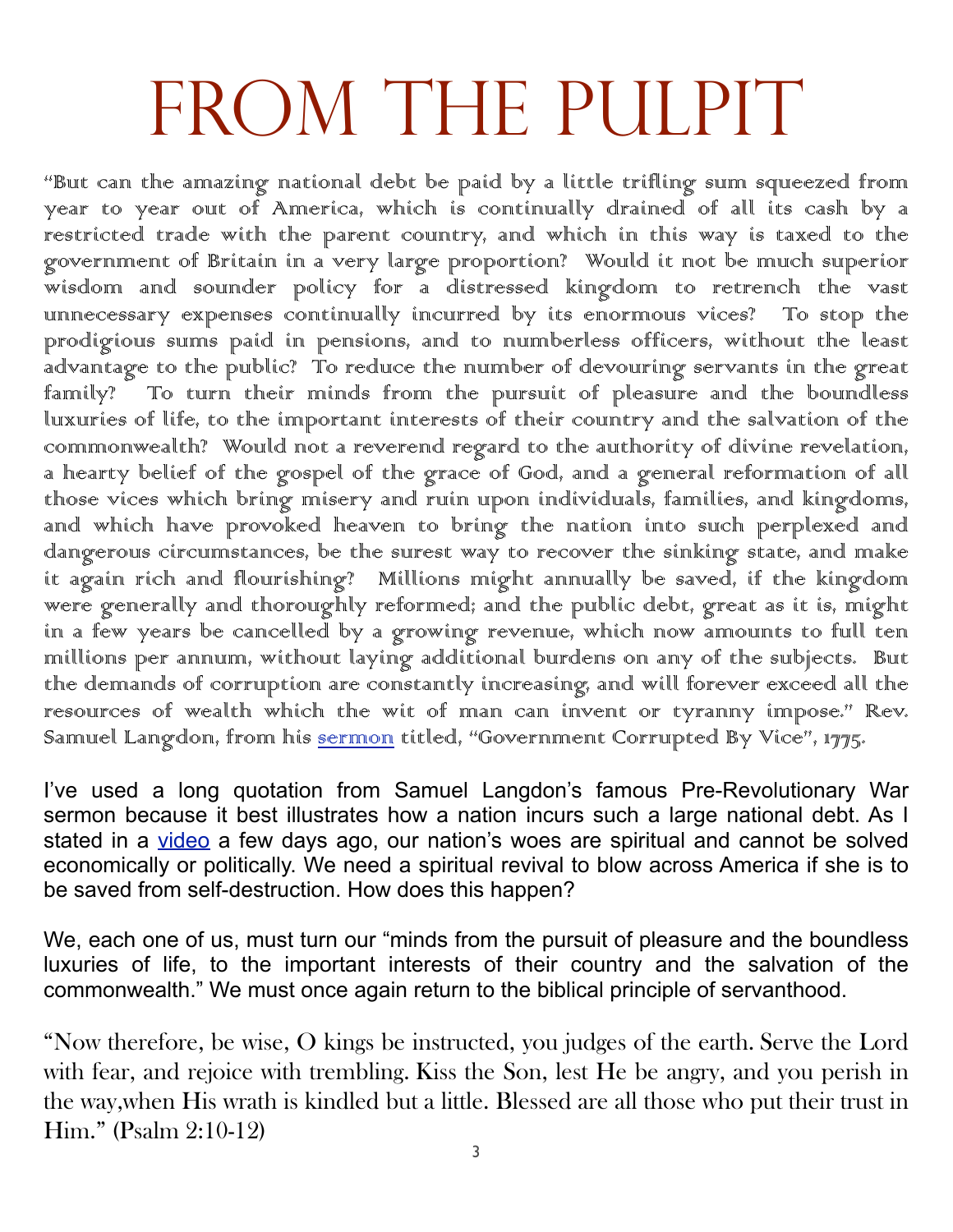# FROM THE PULPIT

"But can the amazing national debt be paid by a little trifling sum squeezed from year to year out of America, which is continually drained of all its cash by a restricted trade with the parent country, and which in this way is taxed to the government of Britain in a very large proportion? Would it not be much superior wisdom and sounder policy for a distressed kingdom to retrench the vast unnecessary expenses continually incurred by its enormous vices? To stop the prodigious sums paid in pensions, and to numberless officers, without the least advantage to the public? To reduce the number of devouring servants in the great family? To turn their minds from the pursuit of pleasure and the boundless luxuries of life, to the important interests of their country and the salvation of the commonwealth? Would not a reverend regard to the authority of divine revelation, a hearty belief of the gospel of the grace of God, and a general reformation of all those vices which bring misery and ruin upon individuals, families, and kingdoms, and which have provoked heaven to bring the nation into such perplexed and dangerous circumstances, be the surest way to recover the sinking state, and make it again rich and flourishing? Millions might annually be saved, if the kingdom were generally and thoroughly reformed; and the public debt, great as it is, might in a few years be cancelled by a growing revenue, which now amounts to full ten millions per annum, without laying additional burdens on any of the subjects. But the demands of corruption are constantly increasing, and will forever exceed all the resources of wealth which the wit of man can invent or tyranny impose." Rev. Samuel Langdon, from his sermon titled, "Government Corrupted By Vice", 1775.

I've used a long quotation from Samuel Langdon's famous Pre-Revolutionary War sermon because it best illustrates how a nation incurs such a large national debt. As I stated in a video a few days ago, our nation's woes are spiritual and cannot be solved economically or politically. We need a spiritual revival to blow across America if she is to be saved from self-destruction. How does this happen?

We, each one of us, must turn our "minds from the pursuit of pleasure and the boundless luxuries of life, to the important interests of their country and the salvation of the commonwealth." We must once again return to the biblical principle of servanthood.

"Now therefore, be wise, O kings be instructed, you judges of the earth. Serve the Lord with fear, and rejoice with trembling. Kiss the Son, lest He be angry, and you perish in the way,when His wrath is kindled but a little. Blessed are all those who put their trust in Him." (Psalm 2:10-12)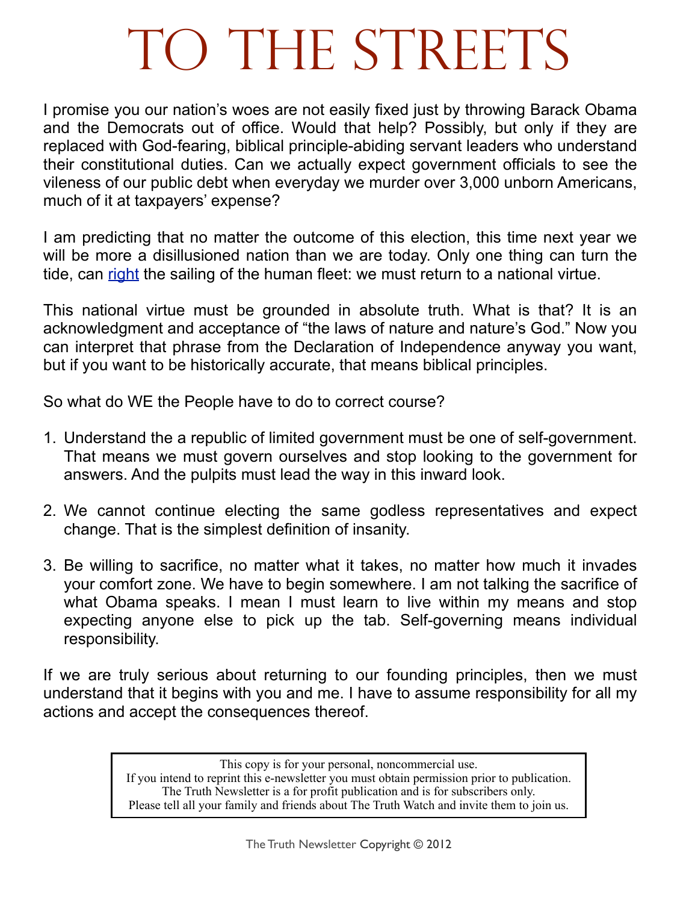# TO THE STREETS

I promise you our nation's woes are not easily fixed just by throwing Barack Obama and the Democrats out of office. Would that help? Possibly, but only if they are replaced with God-fearing, biblical principle-abiding servant leaders who understand their constitutional duties. Can we actually expect government officials to see the vileness of our public debt when everyday we murder over 3,000 unborn Americans, much of it at taxpayers' expense?

I am predicting that no matter the outcome of this election, this time next year we will be more a disillusioned nation than we are today. Only one thing can turn the tide, can right the sailing of the human fleet: we must return to a national virtue.

This national virtue must be grounded in absolute truth. What is that? It is an acknowledgment and acceptance of "the laws of nature and nature's God." Now you can interpret that phrase from the Declaration of Independence anyway you want, but if you want to be historically accurate, that means biblical principles.

So what do WE the People have to do to correct course?

1. Understand the a republic of limited government must be one of self-government. That means we must govern ourselves and stop looking to the government for answers. And the pulpits must lead the way in this inward look.

2. We cannot continue electing the same godless representatives and expect change. That is the simplest definition of insanity.

3. Be willing to sacrifice, no matter what it takes, no matter how much it invades your comfort zone. We have to begin somewhere. I am not talking the sacrifice of what Obama speaks. I mean I must learn to live within my means and stop expecting anyone else to pick up the tab. Self-governing means individual responsibility.

If we are truly serious about returning to our founding principles, then we must understand that it begins with you and me. I have to assume responsibility for all my actions and accept the consequences thereof.

This copy is for your personal, noncommercial use.
If you intend to reprint this e-newsletter you must obtain permission prior to publication.
The Truth Newsletter is a for profit publication and is for subscribers only.
Please tell all your family and friends about The Truth Watch and invite them to join us.

The Truth Newsletter Copyright © 2012